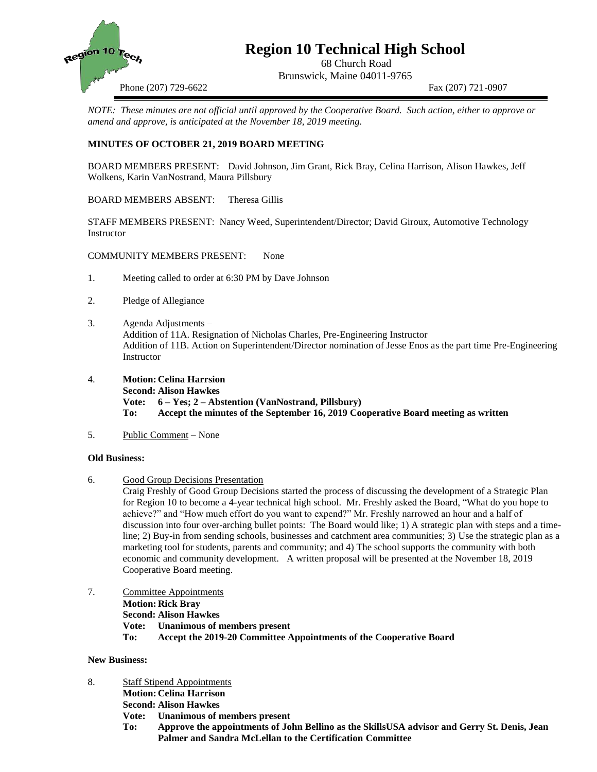# Region 10 Technical High School

68 Church Road
Brunswick, Maine 04011-9765

Phone (207) 729-6622 Fax (207) 721-0907

*NOTE: These minutes are not official until approved by the Cooperative Board. Such action, either to approve or amend and approve, is anticipated at the November 18, 2019 meeting.*

**MINUTES OF OCTOBER 21, 2019 BOARD MEETING**

BOARD MEMBERS PRESENT: David Johnson, Jim Grant, Rick Bray, Celina Harrison, Alison Hawkes, Jeff Wolkens, Karin VanNostrand, Maura Pillsbury

BOARD MEMBERS ABSENT: Theresa Gillis

STAFF MEMBERS PRESENT: Nancy Weed, Superintendent/Director; David Giroux, Automotive Technology Instructor

COMMUNITY MEMBERS PRESENT: None

1. Meeting called to order at 6:30 PM by Dave Johnson

2. Pledge of Allegiance

3. Agenda Adjustments –
   Addition of 11A. Resignation of Nicholas Charles, Pre-Engineering Instructor
   Addition of 11B. Action on Superintendent/Director nomination of Jesse Enos as the part time Pre-Engineering Instructor

4. **Motion: Celina Harrsion**
   **Second: Alison Hawkes**
   **Vote: 6 – Yes; 2 – Abstention (VanNostrand, Pillsbury)**
   **To: Accept the minutes of the September 16, 2019 Cooperative Board meeting as written**

5. Public Comment – None

**Old Business:**

6. Good Group Decisions Presentation
   Craig Freshly of Good Group Decisions started the process of discussing the development of a Strategic Plan for Region 10 to become a 4-year technical high school. Mr. Freshly asked the Board, "What do you hope to achieve?" and "How much effort do you want to expend?" Mr. Freshly narrowed an hour and a half of discussion into four over-arching bullet points: The Board would like; 1) A strategic plan with steps and a time-line; 2) Buy-in from sending schools, businesses and catchment area communities; 3) Use the strategic plan as a marketing tool for students, parents and community; and 4) The school supports the community with both economic and community development. A written proposal will be presented at the November 18, 2019 Cooperative Board meeting.

7. Committee Appointments
   **Motion: Rick Bray**
   **Second: Alison Hawkes**
   **Vote: Unanimous of members present**
   **To: Accept the 2019-20 Committee Appointments of the Cooperative Board**

**New Business:**

8. Staff Stipend Appointments
   **Motion: Celina Harrison**
   **Second: Alison Hawkes**
   **Vote: Unanimous of members present**
   **To: Approve the appointments of John Bellino as the SkillsUSA advisor and Gerry St. Denis, Jean Palmer and Sandra McLellan to the Certification Committee**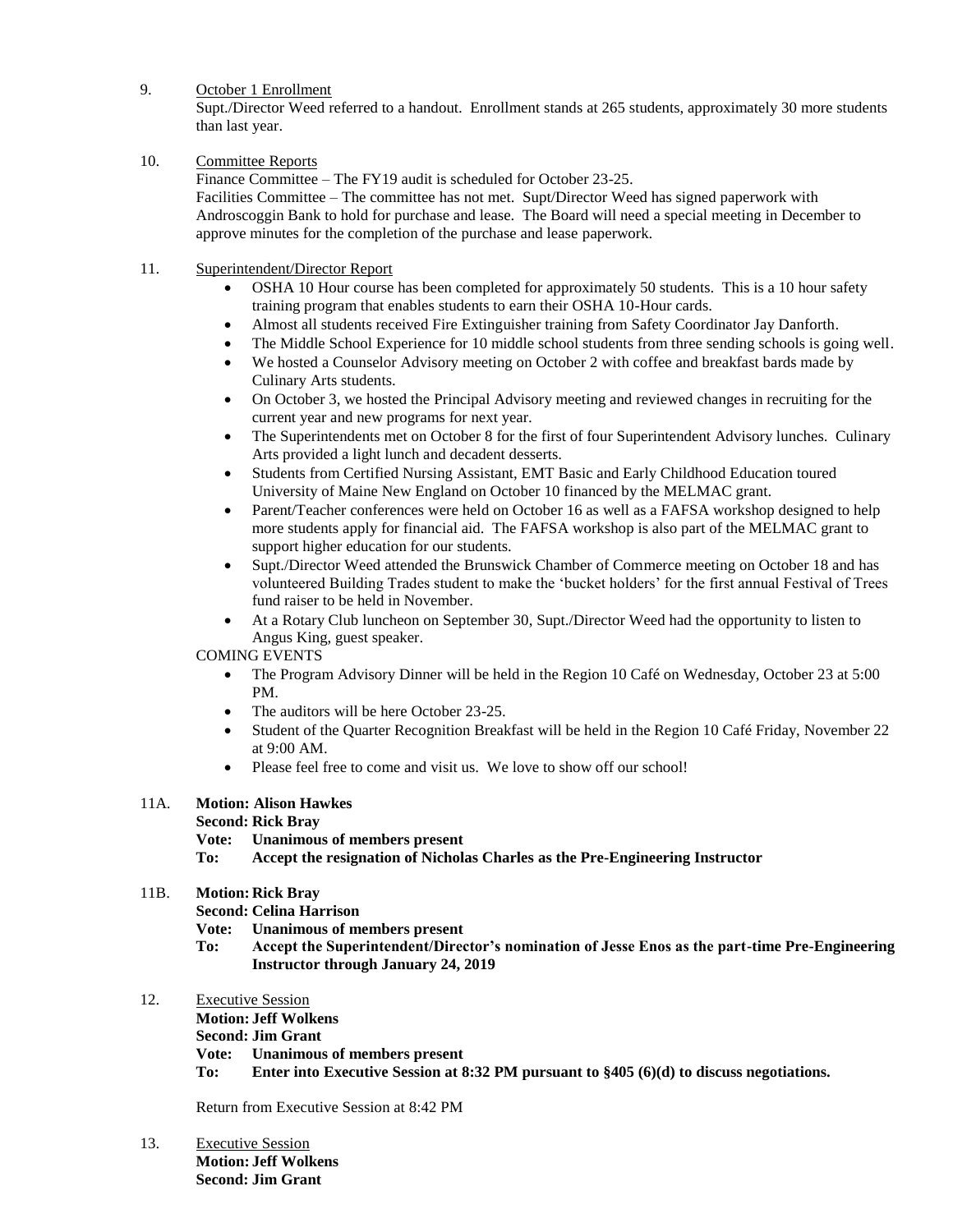9. October 1 Enrollment

Supt./Director Weed referred to a handout. Enrollment stands at 265 students, approximately 30 more students than last year.

10. Committee Reports

Finance Committee – The FY19 audit is scheduled for October 23-25.

Facilities Committee – The committee has not met. Supt/Director Weed has signed paperwork with Androscoggin Bank to hold for purchase and lease. The Board will need a special meeting in December to approve minutes for the completion of the purchase and lease paperwork.

11. Superintendent/Director Report

- OSHA 10 Hour course has been completed for approximately 50 students. This is a 10 hour safety training program that enables students to earn their OSHA 10-Hour cards.
- Almost all students received Fire Extinguisher training from Safety Coordinator Jay Danforth.
- The Middle School Experience for 10 middle school students from three sending schools is going well.
- We hosted a Counselor Advisory meeting on October 2 with coffee and breakfast bards made by Culinary Arts students.
- On October 3, we hosted the Principal Advisory meeting and reviewed changes in recruiting for the current year and new programs for next year.
- The Superintendents met on October 8 for the first of four Superintendent Advisory lunches. Culinary Arts provided a light lunch and decadent desserts.
- Students from Certified Nursing Assistant, EMT Basic and Early Childhood Education toured University of Maine New England on October 10 financed by the MELMAC grant.
- Parent/Teacher conferences were held on October 16 as well as a FAFSA workshop designed to help more students apply for financial aid. The FAFSA workshop is also part of the MELMAC grant to support higher education for our students.
- Supt./Director Weed attended the Brunswick Chamber of Commerce meeting on October 18 and has volunteered Building Trades student to make the 'bucket holders' for the first annual Festival of Trees fund raiser to be held in November.
- At a Rotary Club luncheon on September 30, Supt./Director Weed had the opportunity to listen to Angus King, guest speaker.

COMING EVENTS

- The Program Advisory Dinner will be held in the Region 10 Café on Wednesday, October 23 at 5:00 PM.
- The auditors will be here October 23-25.
- Student of the Quarter Recognition Breakfast will be held in the Region 10 Café Friday, November 22 at 9:00 AM.
- Please feel free to come and visit us. We love to show off our school!

11A. **Motion: Alison Hawkes**
**Second: Rick Bray**
**Vote: Unanimous of members present**
**To: Accept the resignation of Nicholas Charles as the Pre-Engineering Instructor**

11B. **Motion: Rick Bray**
**Second: Celina Harrison**
**Vote: Unanimous of members present**
**To: Accept the Superintendent/Director's nomination of Jesse Enos as the part-time Pre-Engineering Instructor through January 24, 2019**

12. Executive Session

**Motion: Jeff Wolkens**
**Second: Jim Grant**
**Vote: Unanimous of members present**
**To: Enter into Executive Session at 8:32 PM pursuant to §405 (6)(d) to discuss negotiations.**

Return from Executive Session at 8:42 PM

13. Executive Session

**Motion: Jeff Wolkens**
**Second: Jim Grant**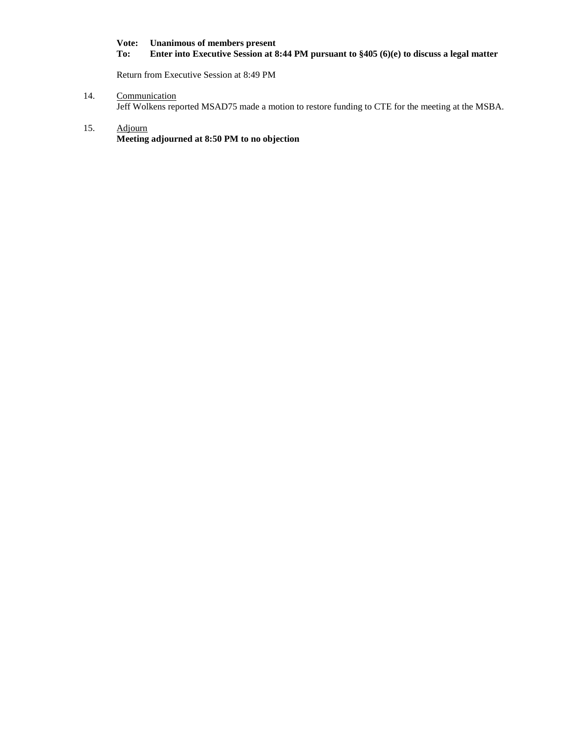**Vote: Unanimous of members present**
**To: Enter into Executive Session at 8:44 PM pursuant to §405 (6)(e) to discuss a legal matter**

Return from Executive Session at 8:49 PM

14. Communication
    Jeff Wolkens reported MSAD75 made a motion to restore funding to CTE for the meeting at the MSBA.

15. Adjourn
    **Meeting adjourned at 8:50 PM to no objection**